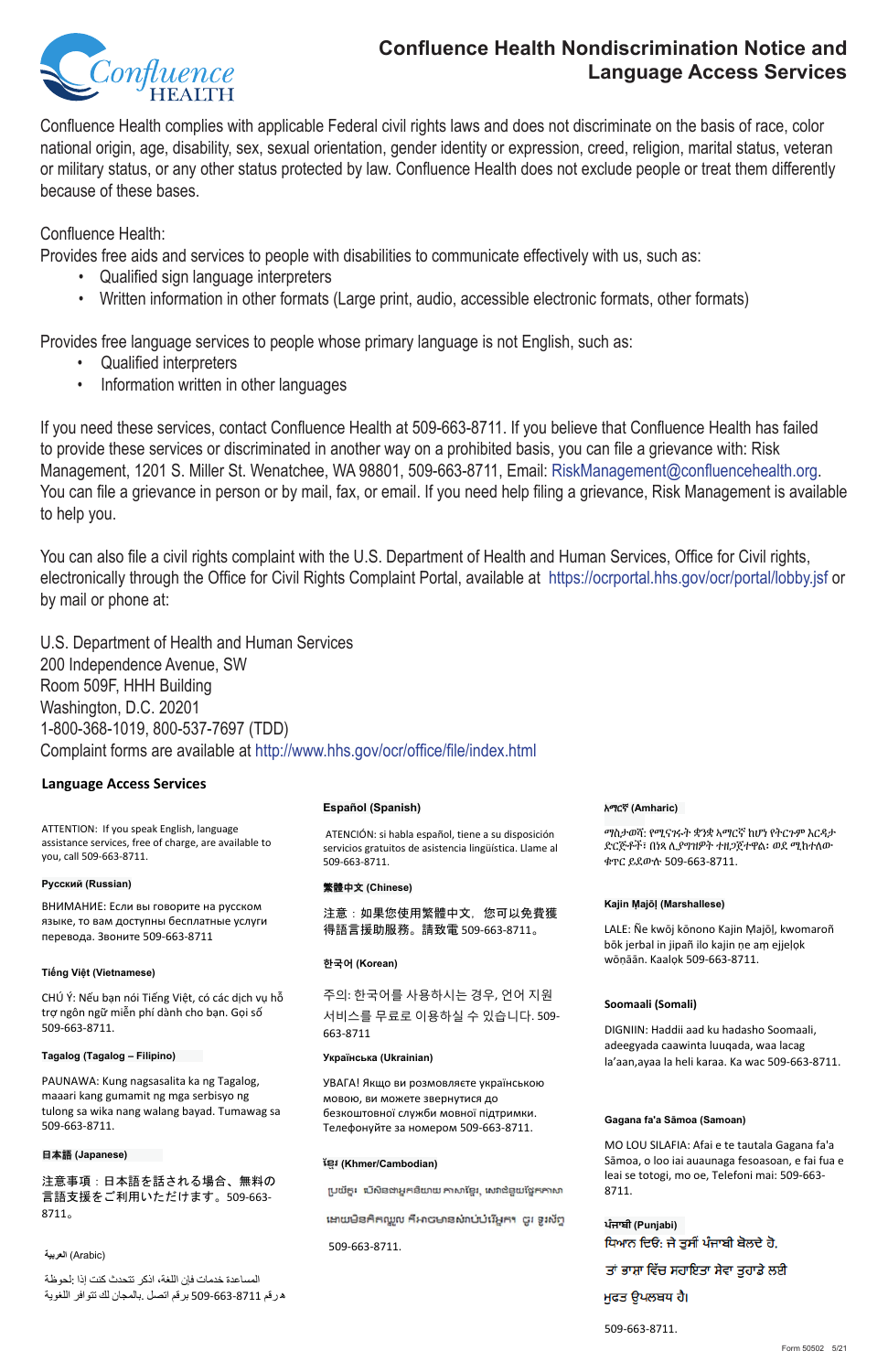# Confluence Health Nondiscrimination Notice and Language Access Services

Confluence Health complies with applicable Federal civil rights laws and does not discriminate on the basis of race, color national origin, age, disability, sex, sexual orientation, gender identity or expression, creed, religion, marital status, veteran or military status, or any other status protected by law. Confluence Health does not exclude people or treat them differently because of these bases.

Confluence Health:
Provides free aids and services to people with disabilities to communicate effectively with us, such as:

- Qualified sign language interpreters
- Written information in other formats (Large print, audio, accessible electronic formats, other formats)

Provides free language services to people whose primary language is not English, such as:

- Qualified interpreters
- Information written in other languages

If you need these services, contact Confluence Health at 509-663-8711. If you believe that Confluence Health has failed to provide these services or discriminated in another way on a prohibited basis, you can file a grievance with: Risk Management, 1201 S. Miller St. Wenatchee, WA 98801, 509-663-8711, Email: RiskManagement@confluencehealth.org. You can file a grievance in person or by mail, fax, or email. If you need help filing a grievance, Risk Management is available to help you.

You can also file a civil rights complaint with the U.S. Department of Health and Human Services, Office for Civil rights, electronically through the Office for Civil Rights Complaint Portal, available at https://ocrportal.hhs.gov/ocr/portal/lobby.jsf or by mail or phone at:

U.S. Department of Health and Human Services
200 Independence Avenue, SW
Room 509F, HHH Building
Washington, D.C. 20201
1-800-368-1019, 800-537-7697 (TDD)
Complaint forms are available at http://www.hhs.gov/ocr/office/file/index.html

## Language Access Services

ATTENTION: If you speak English, language assistance services, free of charge, are available to you, call 509-663-8711.

**Русский (Russian)**

ВНИМАНИЕ: Если вы говорите на русском языке, то вам доступны бесплатные услуги перевода. Звоните 509-663-8711

**Tiếng Việt (Vietnamese)**

CHÚ Ý: Nếu bạn nói Tiếng Việt, có các dịch vụ hỗ trợ ngôn ngữ miễn phí dành cho bạn. Gọi số 509-663-8711.

**Tagalog (Tagalog – Filipino)**

PAUNAWA: Kung nagsasalita ka ng Tagalog, maaari kang gumamit ng mga serbisyo ng tulong sa wika nang walang bayad. Tumawag sa 509-663-8711.

**日本語 (Japanese)**

注意事項：日本語を話される場合、無料の言語支援をご利用いただけます。509-663-8711。

**العربية (Arabic)**

ملحوظة: إذا كنت تتحدث فاذكر اللغة، فإن خدمات المساعدة اللغوية تتوافر لك بالمجان. اتصل برقم 509-663-8711

**Español (Spanish)**

ATENCIÓN: si habla español, tiene a su disposición servicios gratuitos de asistencia lingüística. Llame al 509-663-8711.

**繁體中文 (Chinese)**

注意：如果您使用繁體中文，您可以免費獲得語言援助服務。請致電 509-663-8711。

**한국어 (Korean)**

주의: 한국어를 사용하시는 경우, 언어 지원 서비스를 무료로 이용하실 수 있습니다. 509-663-8711

**Українська (Ukrainian)**

УВАГА! Якщо ви розмовляєте українською мовою, ви можете звернутися до безкоштовної служби мовної підтримки. Телефонуйте за номером 509-663-8711.

**ខ្មែរ (Khmer/Cambodian)**

ប្រយ័ត្ន៖ បើសិនជាអ្នកនិយាយ ភាសាខ្មែរ, សេវាជំនួយផ្នែកភាសា ដោយមិនគិតឈ្នួល គឺអាចមានសំរាប់បំរើអ្នក។ ចូរ ទូរស័ព្ទ 509-663-8711.

**አማርኛ (Amharic)**

ማስታወሻ: የሚናገሩት ቋንቋ ኣማርኛ ከሆነ የትርጉም እርዳታ ድርጅቶች፣ በነጻ ሊያግዝዎት ተዘጋጀተዋል፡ ወደ ሚከተለው ቁጥር ይደውሉ 509-663-8711.

**Kajin Ṃajōļ (Marshallese)**

LALE: Ñe kwōj kōnono Kajin Ṃajōļ, kwomaroñ bōk jerbal in jipañ ilo kajin ṇe aṃ ejjeļọk wōņāān. Kaalọk 509-663-8711.

**Soomaali (Somali)**

DIGNIIN: Haddii aad ku hadasho Soomaali, adeegyada caawinta luuqada, waa lacag la'aan,ayaa la heli karaa. Ka wac 509-663-8711.

**Gagana fa'a Sāmoa (Samoan)**

MO LOU SILAFIA: Afai e te tautala Gagana fa'a Sāmoa, o loo iai auaunaga fesoasoan, e fai fua e leai se totogi, mo oe, Telefoni mai: 509-663-8711.

**ਪੰਜਾਬੀ (Punjabi)**

ਧਿਆਨ ਦਿਓ: ਜੇ ਤੁਸੀਂ ਪੰਜਾਬੀ ਬੋਲਦੇ ਹੋ, ਤਾਂ ਭਾਸ਼ਾ ਵਿੱਚ ਸਹਾਇਤਾ ਸੇਵਾ ਤੁਹਾਡੇ ਲਈ ਮੁਫਤ ਉਪਲਬਧ ਹੈ।

509-663-8711.

Form 50502 5/21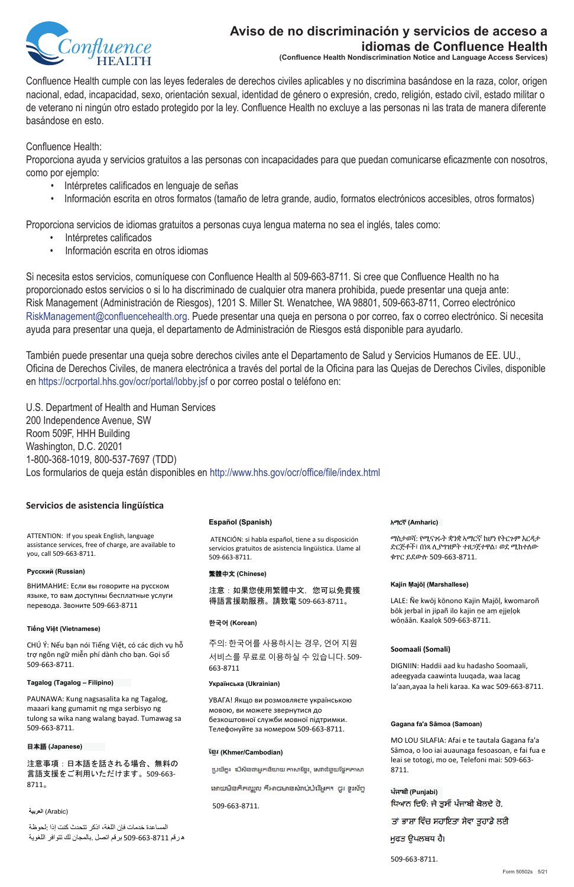# Aviso de no discriminación y servicios de acceso a idiomas de Confluence Health

**(Confluence Health Nondiscrimination Notice and Language Access Services)**

Confluence Health cumple con las leyes federales de derechos civiles aplicables y no discrimina basándose en la raza, color, origen nacional, edad, incapacidad, sexo, orientación sexual, identidad de género o expresión, credo, religión, estado civil, estado militar o de veterano ni ningún otro estado protegido por la ley. Confluence Health no excluye a las personas ni las trata de manera diferente basándose en esto.

Confluence Health:
Proporciona ayuda y servicios gratuitos a las personas con incapacidades para que puedan comunicarse eficazmente con nosotros, como por ejemplo:

- Intérpretes calificados en lenguaje de señas
- Información escrita en otros formatos (tamaño de letra grande, audio, formatos electrónicos accesibles, otros formatos)

Proporciona servicios de idiomas gratuitos a personas cuya lengua materna no sea el inglés, tales como:

- Intérpretes calificados
- Información escrita en otros idiomas

Si necesita estos servicios, comuníquese con Confluence Health al 509-663-8711. Si cree que Confluence Health no ha proporcionado estos servicios o si lo ha discriminado de cualquier otra manera prohibida, puede presentar una queja ante: Risk Management (Administración de Riesgos), 1201 S. Miller St. Wenatchee, WA 98801, 509-663-8711, Correo electrónico RiskManagement@confluencehealth.org. Puede presentar una queja en persona o por correo, fax o correo electrónico. Si necesita ayuda para presentar una queja, el departamento de Administración de Riesgos está disponible para ayudarlo.

También puede presentar una queja sobre derechos civiles ante el Departamento de Salud y Servicios Humanos de EE. UU., Oficina de Derechos Civiles, de manera electrónica a través del portal de la Oficina para las Quejas de Derechos Civiles, disponible en https://ocrportal.hhs.gov/ocr/portal/lobby.jsf o por correo postal o teléfono en:

U.S. Department of Health and Human Services
200 Independence Avenue, SW
Room 509F, HHH Building
Washington, D.C. 20201
1-800-368-1019, 800-537-7697 (TDD)
Los formularios de queja están disponibles en http://www.hhs.gov/ocr/office/file/index.html

## Servicios de asistencia lingüística

ATTENTION: If you speak English, language assistance services, free of charge, are available to you, call 509-663-8711.

**Русский (Russian)**

ВНИМАНИЕ: Если вы говорите на русском языке, то вам доступны бесплатные услуги перевода. Звоните 509-663-8711

**Tiếng Việt (Vietnamese)**

CHÚ Ý: Nếu bạn nói Tiếng Việt, có các dịch vụ hỗ trợ ngôn ngữ miễn phí dành cho bạn. Gọi số 509-663-8711.

**Tagalog (Tagalog – Filipino)**

PAUNAWA: Kung nagsasalita ka ng Tagalog, maaari kang gumamit ng mga serbisyo ng tulong sa wika nang walang bayad. Tumawag sa 509-663-8711.

**日本語 (Japanese)**

注意事項：日本語を話される場合、無料の言語支援をご利用いただけます。509-663-8711。

**العربية (Arabic)**

ملحوظة: إذا كنت تتحدث فاذكر اللغة، فإن خدمات المساعدة اللغوية تتوافر لك بالمجان. اتصل برقم 509-663-8711

**Español (Spanish)**

ATENCIÓN: si habla español, tiene a su disposición servicios gratuitos de asistencia lingüística. Llame al 509-663-8711.

**繁體中文 (Chinese)**

注意：如果您使用繁體中文，您可以免費獲得語言援助服務。請致電 509-663-8711。

**한국어 (Korean)**

주의: 한국어를 사용하시는 경우, 언어 지원 서비스를 무료로 이용하실 수 있습니다. 509-663-8711

**Українська (Ukrainian)**

УВАГА! Якщо ви розмовляєте українською мовою, ви можете звернутися до безкоштовної служби мовної підтримки. Телефонуйте за номером 509-663-8711.

**ខ្មែរ (Khmer/Cambodian)**

ប្រយ័ត្ន៖ បើសិនជាអ្នកនិយាយ ភាសាខ្មែរ, សេវាជំនួយផ្នែកភាសា ដោយមិនគិតឈ្នួល គឺអាចមានសំរាប់បំរើអ្នក។ ចូរ ទូរស័ព្ទ 509-663-8711.

**አማርኛ (Amharic)**

ማስታወሻ: የሚናገሩት ቋንቋ ኣማርኛ ከሆነ የትርጉም እርዳታ ድርጅቶች፣ በነጻ ሊያግዝዎት ተዘጋጀተዋል፡ ወደ ሚከተለው ቁጥር ይደውሉ 509-663-8711.

**Kajin Ṃajōḷ (Marshallese)**

LALE: Ñe kwōj kōnono Kajin Ṃajōḷ, kwomaroñ bōk jerbal in jipañ ilo kajin ne aṃ ejjeḷọk wōṇāān. Kaalọk 509-663-8711.

**Soomaali (Somali)**

DIGNIIN: Haddii aad ku hadasho Soomaali, adeegyada caawinta luuqada, waa lacag la'aan,ayaa la heli karaa. Ka wac 509-663-8711.

**Gagana fa'a Sāmoa (Samoan)**

MO LOU SILAFIA: Afai e te tautala Gagana fa'a Sāmoa, o loo iai auaunaga fesoasoan, e fai fua e leai se totogi, mo oe, Telefoni mai: 509-663-8711.

**ਪੰਜਾਬੀ (Punjabi)**

ਧਿਆਨ ਦਿਓ: ਜੇ ਤੁਸੀਂ ਪੰਜਾਬੀ ਬੋਲਦੇ ਹੋ, ਤਾਂ ਭਾਸ਼ਾ ਵਿੱਚ ਸਹਾਇਤਾ ਸੇਵਾ ਤੁਹਾਡੇ ਲਈ ਮੁਫਤ ਉਪਲਬਧ ਹੈ। 509-663-8711.

Form 50502s 5/21